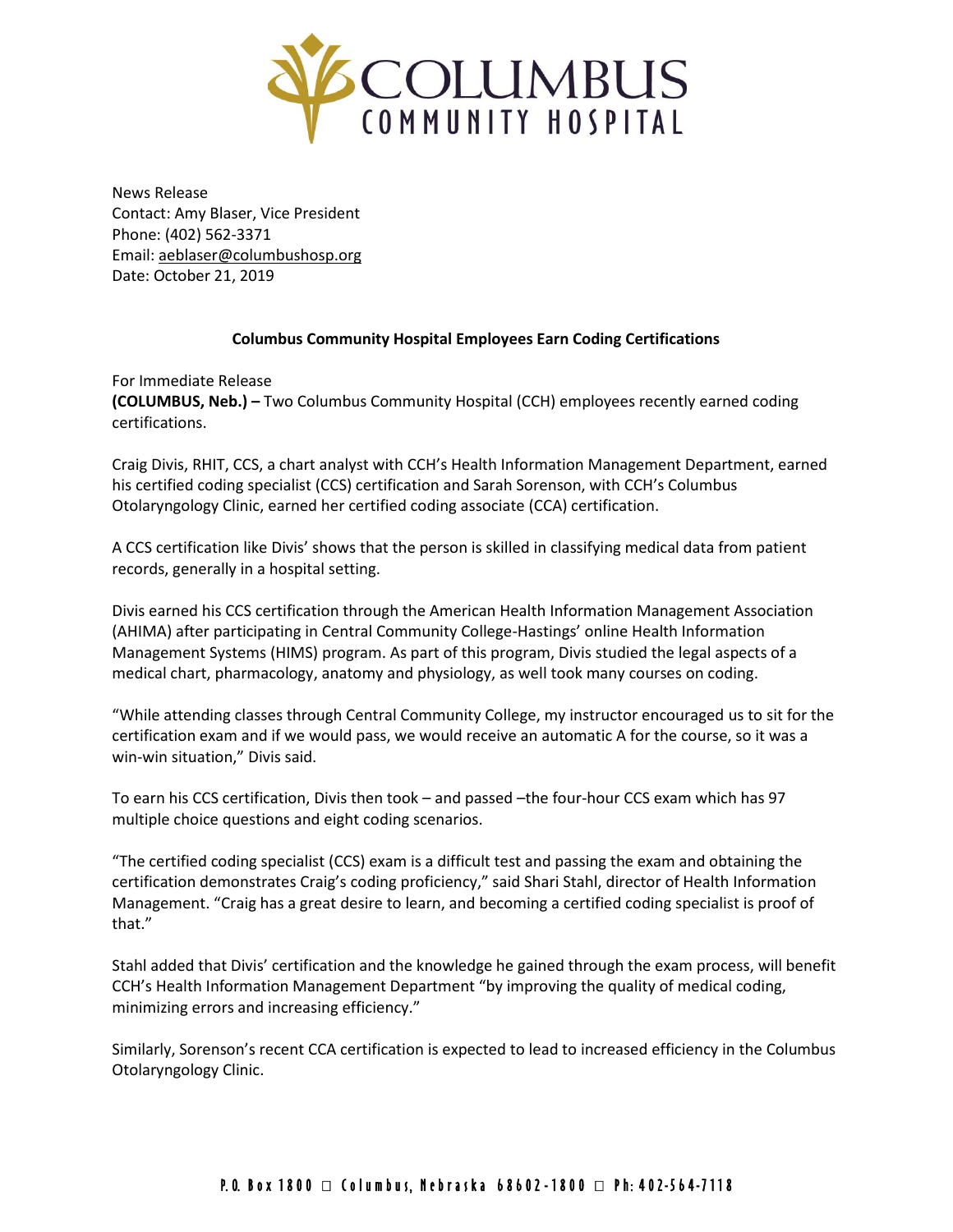# COLUMBUS COMMUNITY HOSPITAL

News Release
Contact: Amy Blaser, Vice President
Phone: (402) 562-3371
Email: aeblaser@columbushosp.org
Date: October 21, 2019

**Columbus Community Hospital Employees Earn Coding Certifications**

For Immediate Release
**(COLUMBUS, Neb.) –** Two Columbus Community Hospital (CCH) employees recently earned coding certifications.

Craig Divis, RHIT, CCS, a chart analyst with CCH's Health Information Management Department, earned his certified coding specialist (CCS) certification and Sarah Sorenson, with CCH's Columbus Otolaryngology Clinic, earned her certified coding associate (CCA) certification.

A CCS certification like Divis' shows that the person is skilled in classifying medical data from patient records, generally in a hospital setting.

Divis earned his CCS certification through the American Health Information Management Association (AHIMA) after participating in Central Community College-Hastings' online Health Information Management Systems (HIMS) program. As part of this program, Divis studied the legal aspects of a medical chart, pharmacology, anatomy and physiology, as well took many courses on coding.

"While attending classes through Central Community College, my instructor encouraged us to sit for the certification exam and if we would pass, we would receive an automatic A for the course, so it was a win-win situation," Divis said.

To earn his CCS certification, Divis then took – and passed –the four-hour CCS exam which has 97 multiple choice questions and eight coding scenarios.

"The certified coding specialist (CCS) exam is a difficult test and passing the exam and obtaining the certification demonstrates Craig's coding proficiency," said Shari Stahl, director of Health Information Management. "Craig has a great desire to learn, and becoming a certified coding specialist is proof of that."

Stahl added that Divis' certification and the knowledge he gained through the exam process, will benefit CCH's Health Information Management Department "by improving the quality of medical coding, minimizing errors and increasing efficiency."

Similarly, Sorenson's recent CCA certification is expected to lead to increased efficiency in the Columbus Otolaryngology Clinic.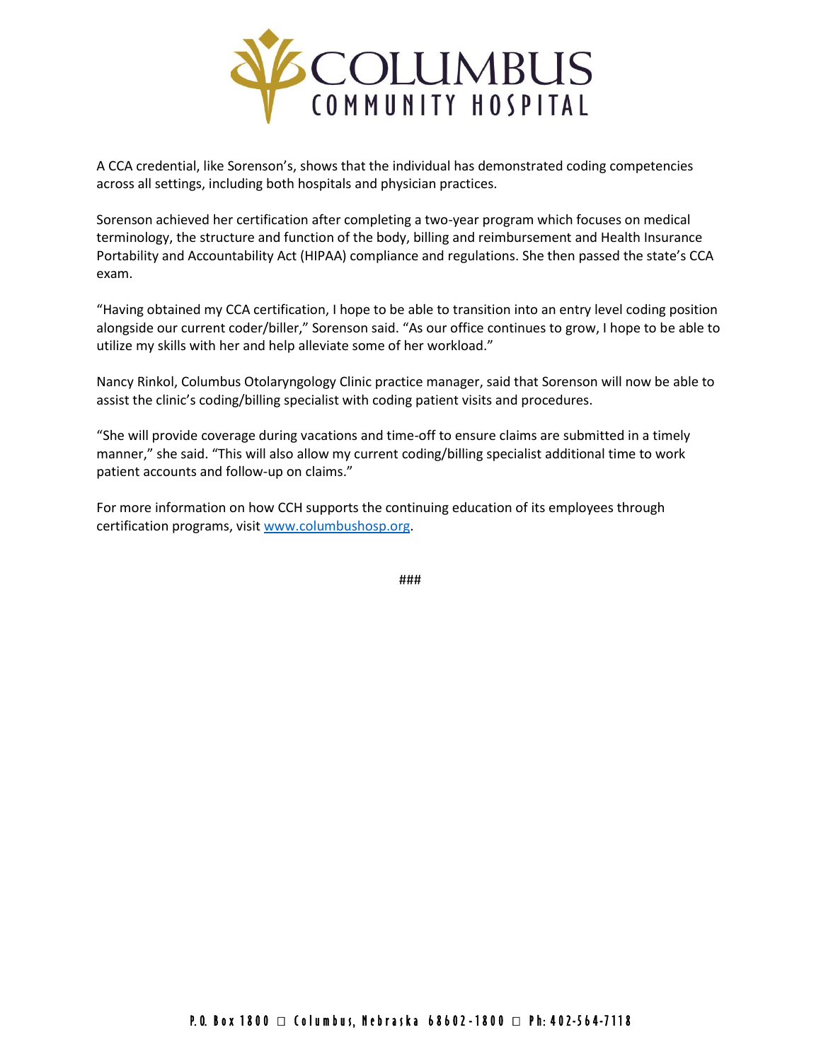A CCA credential, like Sorenson's, shows that the individual has demonstrated coding competencies across all settings, including both hospitals and physician practices.

Sorenson achieved her certification after completing a two-year program which focuses on medical terminology, the structure and function of the body, billing and reimbursement and Health Insurance Portability and Accountability Act (HIPAA) compliance and regulations. She then passed the state's CCA exam.

"Having obtained my CCA certification, I hope to be able to transition into an entry level coding position alongside our current coder/biller," Sorenson said. "As our office continues to grow, I hope to be able to utilize my skills with her and help alleviate some of her workload."

Nancy Rinkol, Columbus Otolaryngology Clinic practice manager, said that Sorenson will now be able to assist the clinic's coding/billing specialist with coding patient visits and procedures.

"She will provide coverage during vacations and time-off to ensure claims are submitted in a timely manner," she said. "This will also allow my current coding/billing specialist additional time to work patient accounts and follow-up on claims."

For more information on how CCH supports the continuing education of its employees through certification programs, visit www.columbushosp.org.

###